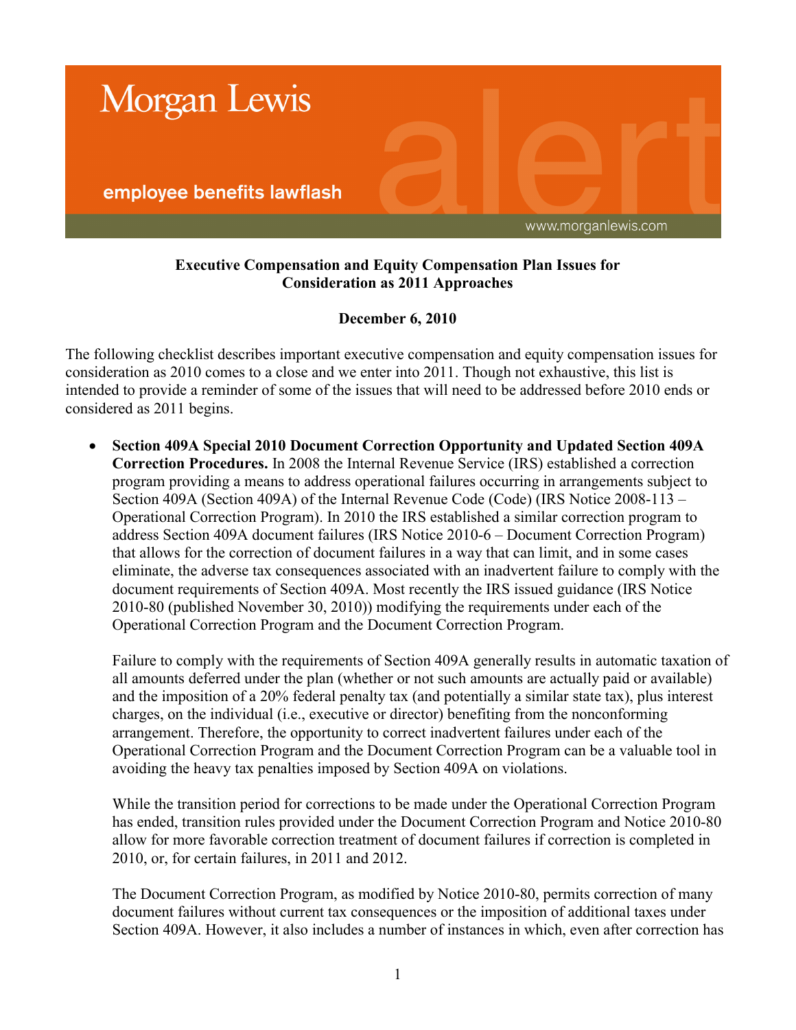Morgan Lewis

employee benefits lawflash

www.morganlewis.com

**Executive Compensation and Equity Compensation Plan Issues for Consideration as 2011 Approaches**

**December 6, 2010**

The following checklist describes important executive compensation and equity compensation issues for consideration as 2010 comes to a close and we enter into 2011. Though not exhaustive, this list is intended to provide a reminder of some of the issues that will need to be addressed before 2010 ends or considered as 2011 begins.

- **Section 409A Special 2010 Document Correction Opportunity and Updated Section 409A Correction Procedures.** In 2008 the Internal Revenue Service (IRS) established a correction program providing a means to address operational failures occurring in arrangements subject to Section 409A (Section 409A) of the Internal Revenue Code (Code) (IRS Notice 2008-113 – Operational Correction Program). In 2010 the IRS established a similar correction program to address Section 409A document failures (IRS Notice 2010-6 – Document Correction Program) that allows for the correction of document failures in a way that can limit, and in some cases eliminate, the adverse tax consequences associated with an inadvertent failure to comply with the document requirements of Section 409A. Most recently the IRS issued guidance (IRS Notice 2010-80 (published November 30, 2010)) modifying the requirements under each of the Operational Correction Program and the Document Correction Program.

  Failure to comply with the requirements of Section 409A generally results in automatic taxation of all amounts deferred under the plan (whether or not such amounts are actually paid or available) and the imposition of a 20% federal penalty tax (and potentially a similar state tax), plus interest charges, on the individual (i.e., executive or director) benefiting from the nonconforming arrangement. Therefore, the opportunity to correct inadvertent failures under each of the Operational Correction Program and the Document Correction Program can be a valuable tool in avoiding the heavy tax penalties imposed by Section 409A on violations.

  While the transition period for corrections to be made under the Operational Correction Program has ended, transition rules provided under the Document Correction Program and Notice 2010-80 allow for more favorable correction treatment of document failures if correction is completed in 2010, or, for certain failures, in 2011 and 2012.

  The Document Correction Program, as modified by Notice 2010-80, permits correction of many document failures without current tax consequences or the imposition of additional taxes under Section 409A. However, it also includes a number of instances in which, even after correction has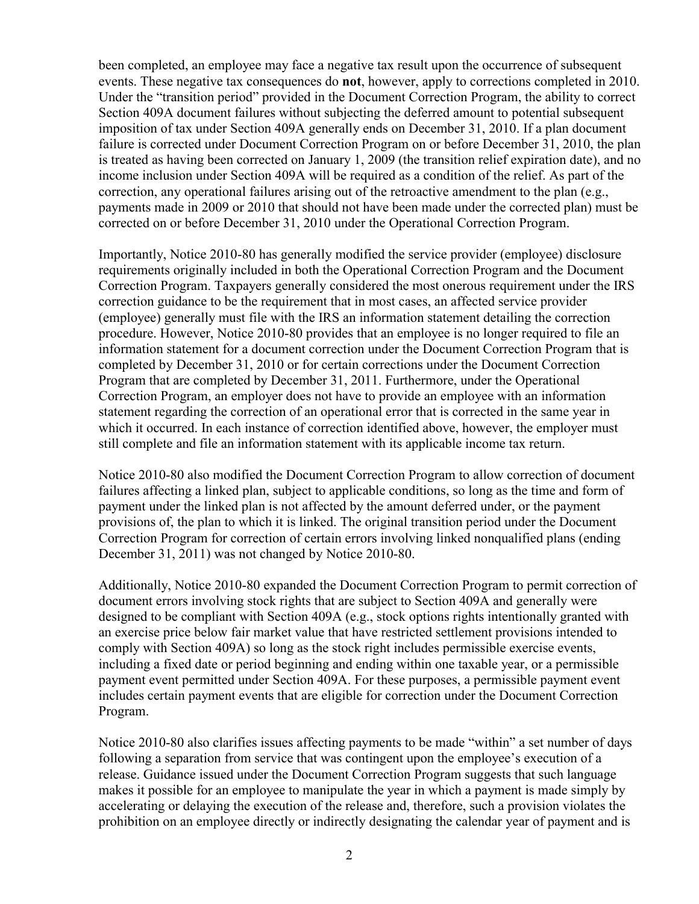been completed, an employee may face a negative tax result upon the occurrence of subsequent events. These negative tax consequences do **not**, however, apply to corrections completed in 2010. Under the "transition period" provided in the Document Correction Program, the ability to correct Section 409A document failures without subjecting the deferred amount to potential subsequent imposition of tax under Section 409A generally ends on December 31, 2010. If a plan document failure is corrected under Document Correction Program on or before December 31, 2010, the plan is treated as having been corrected on January 1, 2009 (the transition relief expiration date), and no income inclusion under Section 409A will be required as a condition of the relief. As part of the correction, any operational failures arising out of the retroactive amendment to the plan (e.g., payments made in 2009 or 2010 that should not have been made under the corrected plan) must be corrected on or before December 31, 2010 under the Operational Correction Program.

Importantly, Notice 2010-80 has generally modified the service provider (employee) disclosure requirements originally included in both the Operational Correction Program and the Document Correction Program. Taxpayers generally considered the most onerous requirement under the IRS correction guidance to be the requirement that in most cases, an affected service provider (employee) generally must file with the IRS an information statement detailing the correction procedure. However, Notice 2010-80 provides that an employee is no longer required to file an information statement for a document correction under the Document Correction Program that is completed by December 31, 2010 or for certain corrections under the Document Correction Program that are completed by December 31, 2011. Furthermore, under the Operational Correction Program, an employer does not have to provide an employee with an information statement regarding the correction of an operational error that is corrected in the same year in which it occurred. In each instance of correction identified above, however, the employer must still complete and file an information statement with its applicable income tax return.

Notice 2010-80 also modified the Document Correction Program to allow correction of document failures affecting a linked plan, subject to applicable conditions, so long as the time and form of payment under the linked plan is not affected by the amount deferred under, or the payment provisions of, the plan to which it is linked. The original transition period under the Document Correction Program for correction of certain errors involving linked nonqualified plans (ending December 31, 2011) was not changed by Notice 2010-80.

Additionally, Notice 2010-80 expanded the Document Correction Program to permit correction of document errors involving stock rights that are subject to Section 409A and generally were designed to be compliant with Section 409A (e.g., stock options rights intentionally granted with an exercise price below fair market value that have restricted settlement provisions intended to comply with Section 409A) so long as the stock right includes permissible exercise events, including a fixed date or period beginning and ending within one taxable year, or a permissible payment event permitted under Section 409A. For these purposes, a permissible payment event includes certain payment events that are eligible for correction under the Document Correction Program.

Notice 2010-80 also clarifies issues affecting payments to be made "within" a set number of days following a separation from service that was contingent upon the employee's execution of a release. Guidance issued under the Document Correction Program suggests that such language makes it possible for an employee to manipulate the year in which a payment is made simply by accelerating or delaying the execution of the release and, therefore, such a provision violates the prohibition on an employee directly or indirectly designating the calendar year of payment and is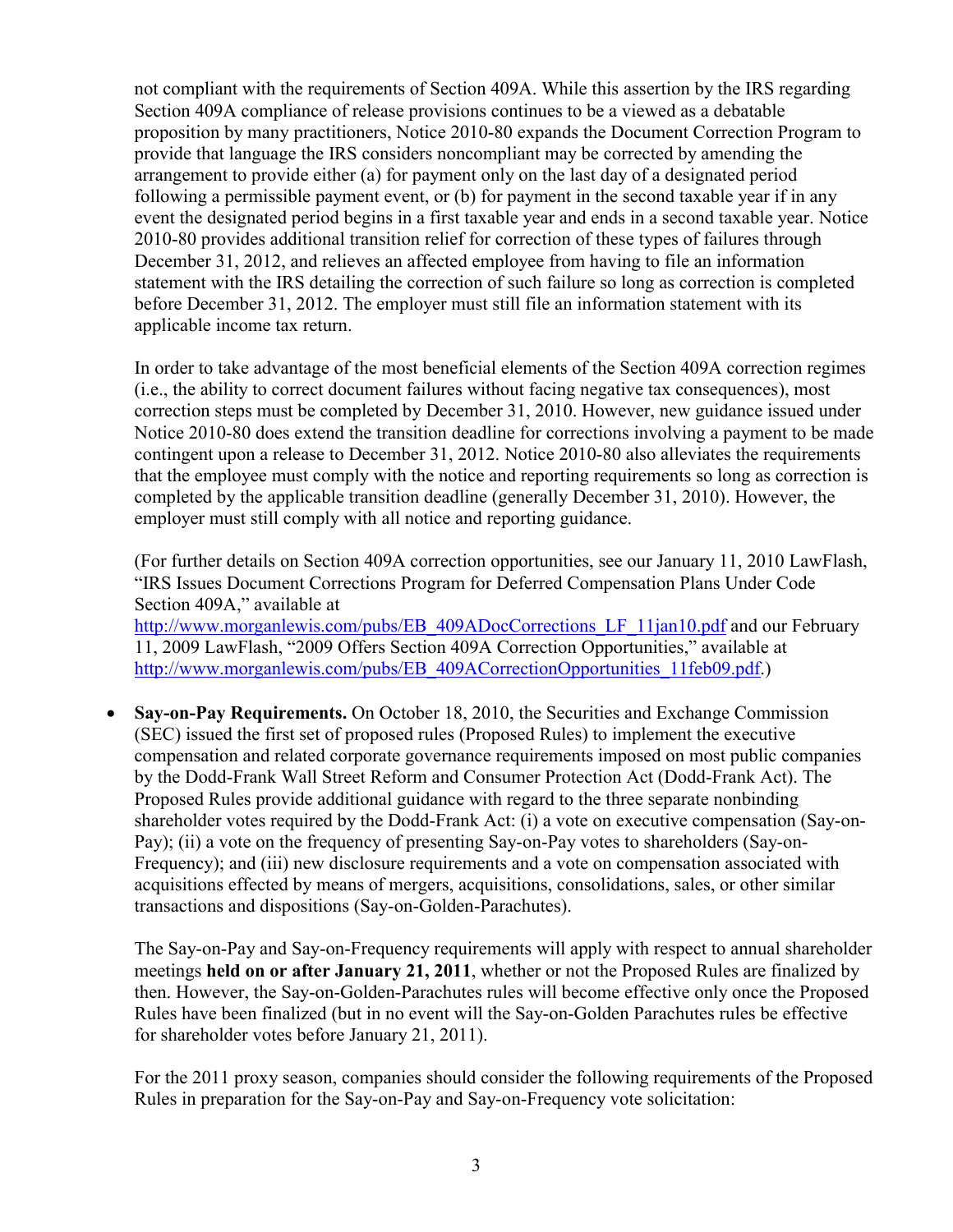not compliant with the requirements of Section 409A. While this assertion by the IRS regarding Section 409A compliance of release provisions continues to be a viewed as a debatable proposition by many practitioners, Notice 2010-80 expands the Document Correction Program to provide that language the IRS considers noncompliant may be corrected by amending the arrangement to provide either (a) for payment only on the last day of a designated period following a permissible payment event, or (b) for payment in the second taxable year if in any event the designated period begins in a first taxable year and ends in a second taxable year. Notice 2010-80 provides additional transition relief for correction of these types of failures through December 31, 2012, and relieves an affected employee from having to file an information statement with the IRS detailing the correction of such failure so long as correction is completed before December 31, 2012. The employer must still file an information statement with its applicable income tax return.

In order to take advantage of the most beneficial elements of the Section 409A correction regimes (i.e., the ability to correct document failures without facing negative tax consequences), most correction steps must be completed by December 31, 2010. However, new guidance issued under Notice 2010-80 does extend the transition deadline for corrections involving a payment to be made contingent upon a release to December 31, 2012. Notice 2010-80 also alleviates the requirements that the employee must comply with the notice and reporting requirements so long as correction is completed by the applicable transition deadline (generally December 31, 2010). However, the employer must still comply with all notice and reporting guidance.

(For further details on Section 409A correction opportunities, see our January 11, 2010 LawFlash, "IRS Issues Document Corrections Program for Deferred Compensation Plans Under Code Section 409A," available at http://www.morganlewis.com/pubs/EB_409ADocCorrections_LF_11jan10.pdf and our February 11, 2009 LawFlash, "2009 Offers Section 409A Correction Opportunities," available at http://www.morganlewis.com/pubs/EB_409ACorrectionOpportunities_11feb09.pdf.)

- **Say-on-Pay Requirements.** On October 18, 2010, the Securities and Exchange Commission (SEC) issued the first set of proposed rules (Proposed Rules) to implement the executive compensation and related corporate governance requirements imposed on most public companies by the Dodd-Frank Wall Street Reform and Consumer Protection Act (Dodd-Frank Act). The Proposed Rules provide additional guidance with regard to the three separate nonbinding shareholder votes required by the Dodd-Frank Act: (i) a vote on executive compensation (Say-on-Pay); (ii) a vote on the frequency of presenting Say-on-Pay votes to shareholders (Say-on-Frequency); and (iii) new disclosure requirements and a vote on compensation associated with acquisitions effected by means of mergers, acquisitions, consolidations, sales, or other similar transactions and dispositions (Say-on-Golden-Parachutes).

  The Say-on-Pay and Say-on-Frequency requirements will apply with respect to annual shareholder meetings **held on or after January 21, 2011**, whether or not the Proposed Rules are finalized by then. However, the Say-on-Golden-Parachutes rules will become effective only once the Proposed Rules have been finalized (but in no event will the Say-on-Golden Parachutes rules be effective for shareholder votes before January 21, 2011).

  For the 2011 proxy season, companies should consider the following requirements of the Proposed Rules in preparation for the Say-on-Pay and Say-on-Frequency vote solicitation: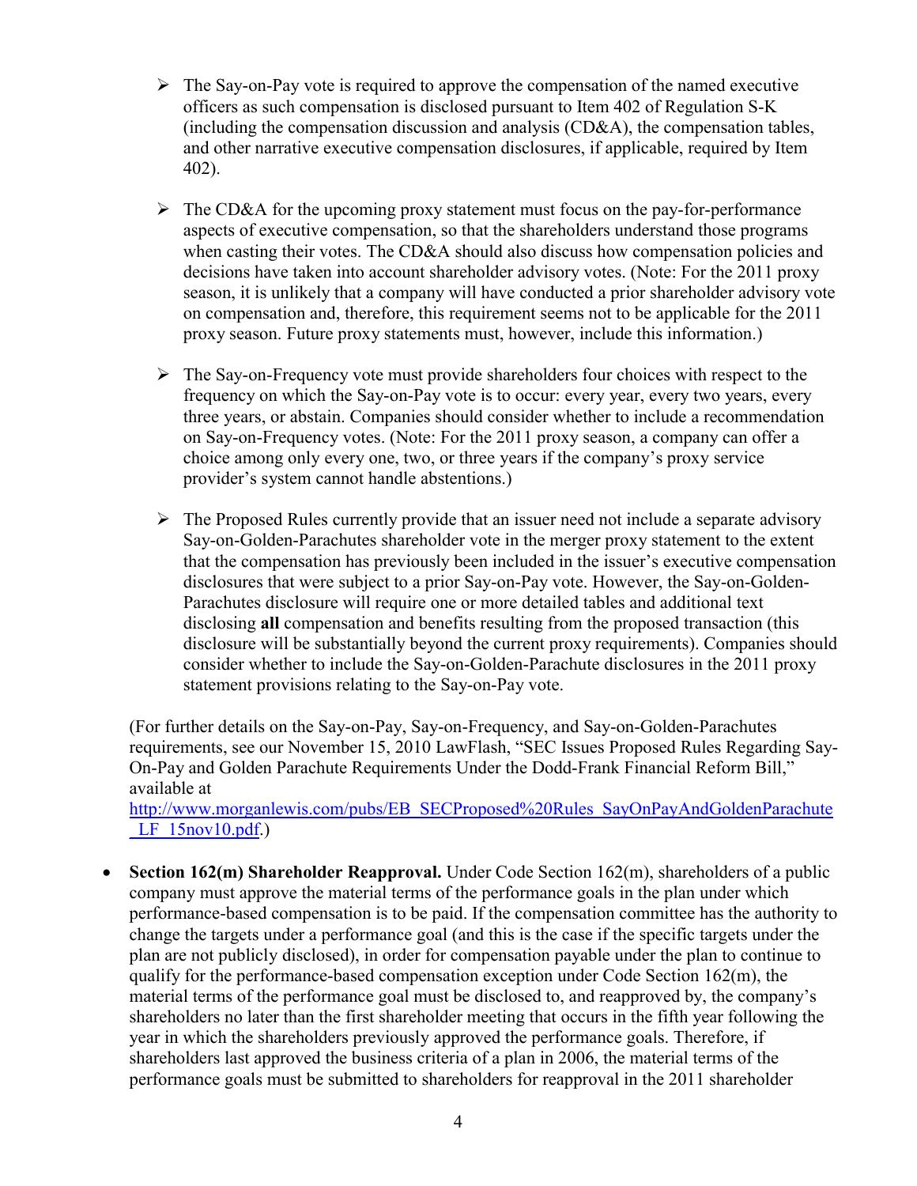- The Say-on-Pay vote is required to approve the compensation of the named executive officers as such compensation is disclosed pursuant to Item 402 of Regulation S-K (including the compensation discussion and analysis (CD&A), the compensation tables, and other narrative executive compensation disclosures, if applicable, required by Item 402).

- The CD&A for the upcoming proxy statement must focus on the pay-for-performance aspects of executive compensation, so that the shareholders understand those programs when casting their votes. The CD&A should also discuss how compensation policies and decisions have taken into account shareholder advisory votes. (Note: For the 2011 proxy season, it is unlikely that a company will have conducted a prior shareholder advisory vote on compensation and, therefore, this requirement seems not to be applicable for the 2011 proxy season. Future proxy statements must, however, include this information.)

- The Say-on-Frequency vote must provide shareholders four choices with respect to the frequency on which the Say-on-Pay vote is to occur: every year, every two years, every three years, or abstain. Companies should consider whether to include a recommendation on Say-on-Frequency votes. (Note: For the 2011 proxy season, a company can offer a choice among only every one, two, or three years if the company's proxy service provider's system cannot handle abstentions.)

- The Proposed Rules currently provide that an issuer need not include a separate advisory Say-on-Golden-Parachutes shareholder vote in the merger proxy statement to the extent that the compensation has previously been included in the issuer's executive compensation disclosures that were subject to a prior Say-on-Pay vote. However, the Say-on-Golden-Parachutes disclosure will require one or more detailed tables and additional text disclosing **all** compensation and benefits resulting from the proposed transaction (this disclosure will be substantially beyond the current proxy requirements). Companies should consider whether to include the Say-on-Golden-Parachute disclosures in the 2011 proxy statement provisions relating to the Say-on-Pay vote.

(For further details on the Say-on-Pay, Say-on-Frequency, and Say-on-Golden-Parachutes requirements, see our November 15, 2010 LawFlash, "SEC Issues Proposed Rules Regarding Say-On-Pay and Golden Parachute Requirements Under the Dodd-Frank Financial Reform Bill," available at http://www.morganlewis.com/pubs/EB_SECProposed%20Rules_SayOnPayAndGoldenParachute_LF_15nov10.pdf.)

- **Section 162(m) Shareholder Reapproval.** Under Code Section 162(m), shareholders of a public company must approve the material terms of the performance goals in the plan under which performance-based compensation is to be paid. If the compensation committee has the authority to change the targets under a performance goal (and this is the case if the specific targets under the plan are not publicly disclosed), in order for compensation payable under the plan to continue to qualify for the performance-based compensation exception under Code Section 162(m), the material terms of the performance goal must be disclosed to, and reapproved by, the company's shareholders no later than the first shareholder meeting that occurs in the fifth year following the year in which the shareholders previously approved the performance goals. Therefore, if shareholders last approved the business criteria of a plan in 2006, the material terms of the performance goals must be submitted to shareholders for reapproval in the 2011 shareholder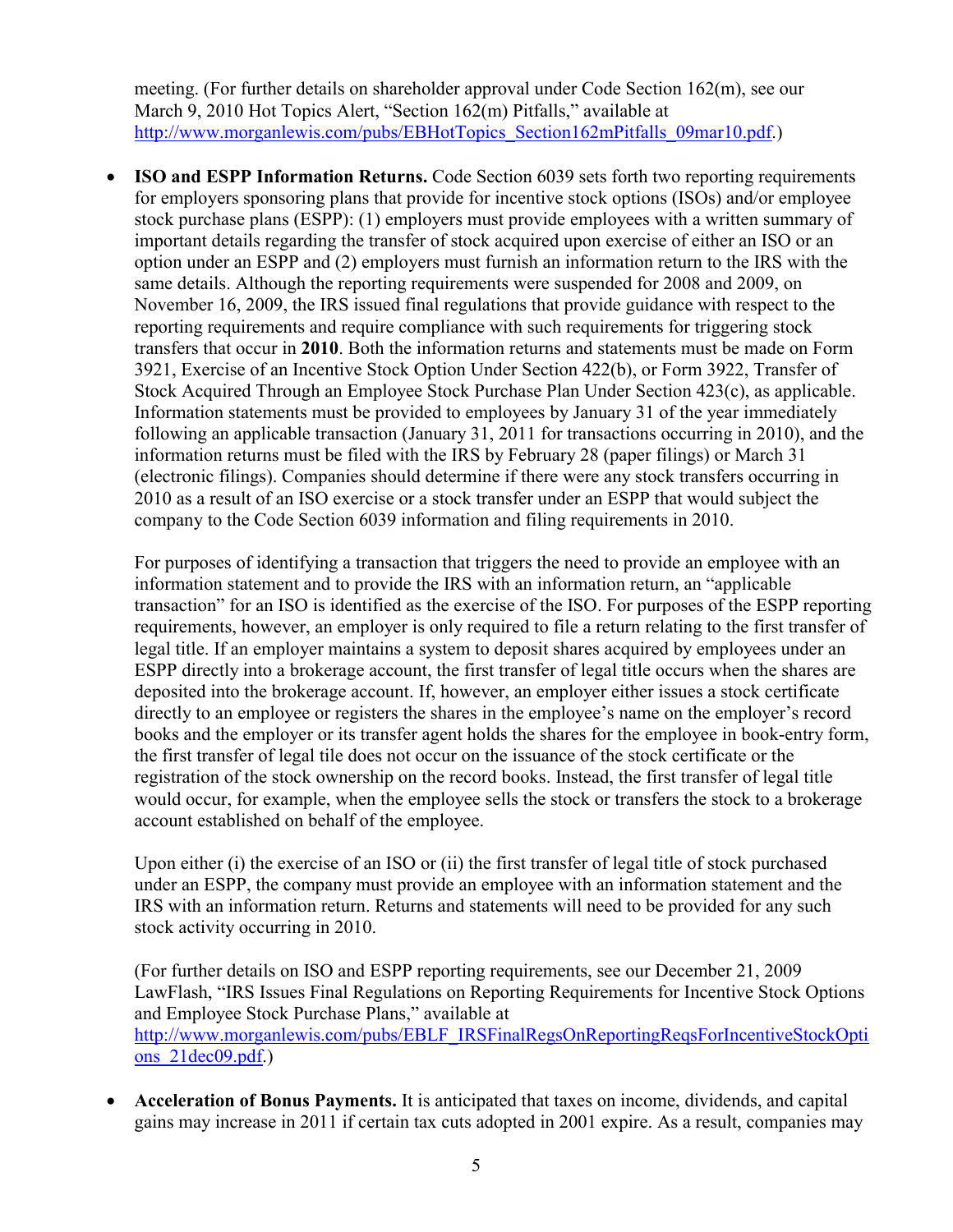meeting. (For further details on shareholder approval under Code Section 162(m), see our March 9, 2010 Hot Topics Alert, "Section 162(m) Pitfalls," available at http://www.morganlewis.com/pubs/EBHotTopics_Section162mPitfalls_09mar10.pdf.)

- **ISO and ESPP Information Returns.** Code Section 6039 sets forth two reporting requirements for employers sponsoring plans that provide for incentive stock options (ISOs) and/or employee stock purchase plans (ESPP): (1) employers must provide employees with a written summary of important details regarding the transfer of stock acquired upon exercise of either an ISO or an option under an ESPP and (2) employers must furnish an information return to the IRS with the same details. Although the reporting requirements were suspended for 2008 and 2009, on November 16, 2009, the IRS issued final regulations that provide guidance with respect to the reporting requirements and require compliance with such requirements for triggering stock transfers that occur in **2010**. Both the information returns and statements must be made on Form 3921, Exercise of an Incentive Stock Option Under Section 422(b), or Form 3922, Transfer of Stock Acquired Through an Employee Stock Purchase Plan Under Section 423(c), as applicable. Information statements must be provided to employees by January 31 of the year immediately following an applicable transaction (January 31, 2011 for transactions occurring in 2010), and the information returns must be filed with the IRS by February 28 (paper filings) or March 31 (electronic filings). Companies should determine if there were any stock transfers occurring in 2010 as a result of an ISO exercise or a stock transfer under an ESPP that would subject the company to the Code Section 6039 information and filing requirements in 2010.

  For purposes of identifying a transaction that triggers the need to provide an employee with an information statement and to provide the IRS with an information return, an "applicable transaction" for an ISO is identified as the exercise of the ISO. For purposes of the ESPP reporting requirements, however, an employer is only required to file a return relating to the first transfer of legal title. If an employer maintains a system to deposit shares acquired by employees under an ESPP directly into a brokerage account, the first transfer of legal title occurs when the shares are deposited into the brokerage account. If, however, an employer either issues a stock certificate directly to an employee or registers the shares in the employee's name on the employer's record books and the employer or its transfer agent holds the shares for the employee in book-entry form, the first transfer of legal tile does not occur on the issuance of the stock certificate or the registration of the stock ownership on the record books. Instead, the first transfer of legal title would occur, for example, when the employee sells the stock or transfers the stock to a brokerage account established on behalf of the employee.

  Upon either (i) the exercise of an ISO or (ii) the first transfer of legal title of stock purchased under an ESPP, the company must provide an employee with an information statement and the IRS with an information return. Returns and statements will need to be provided for any such stock activity occurring in 2010.

  (For further details on ISO and ESPP reporting requirements, see our December 21, 2009 LawFlash, "IRS Issues Final Regulations on Reporting Requirements for Incentive Stock Options and Employee Stock Purchase Plans," available at http://www.morganlewis.com/pubs/EBLF_IRSFinalRegsOnReportingReqsForIncentiveStockOptions_21dec09.pdf.)

- **Acceleration of Bonus Payments.** It is anticipated that taxes on income, dividends, and capital gains may increase in 2011 if certain tax cuts adopted in 2001 expire. As a result, companies may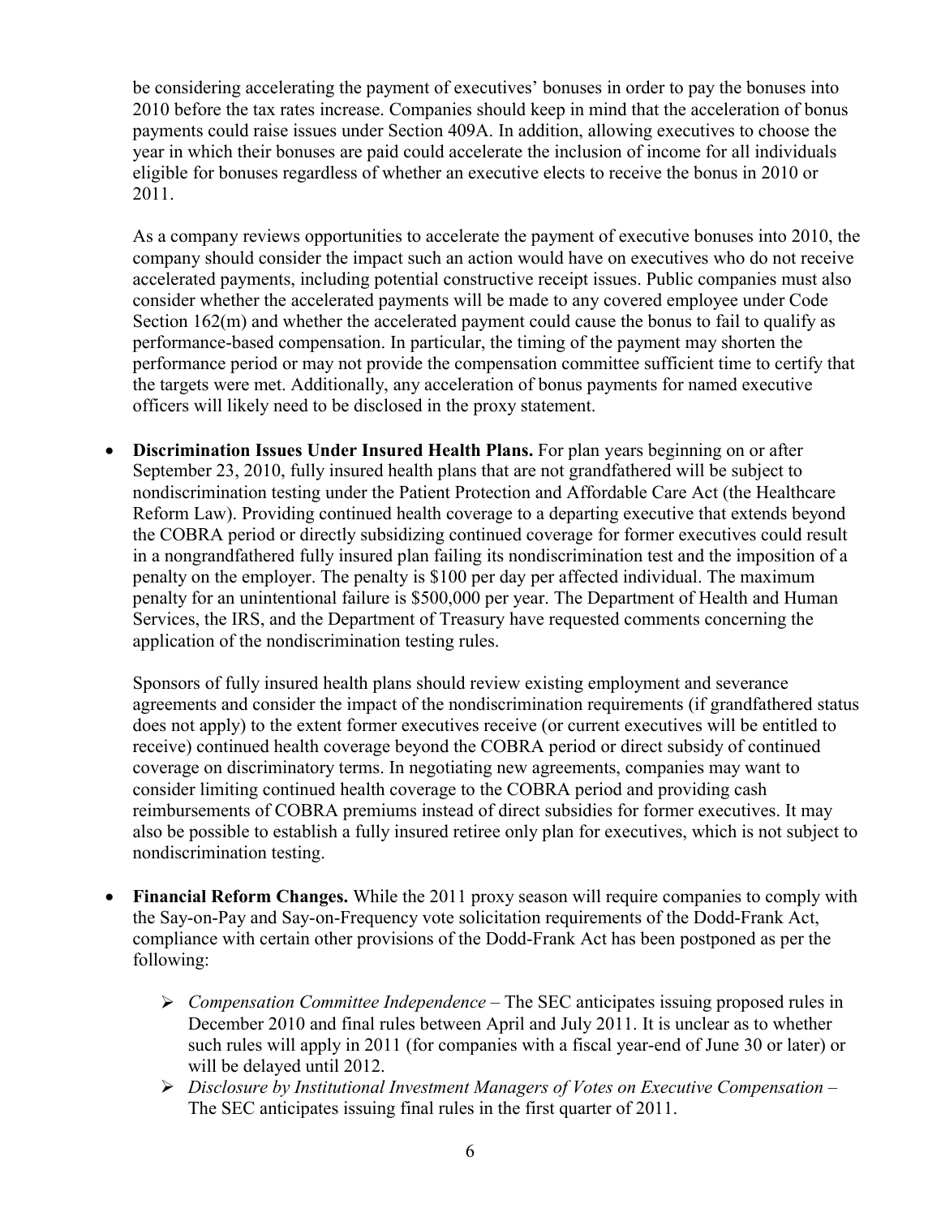be considering accelerating the payment of executives' bonuses in order to pay the bonuses into 2010 before the tax rates increase. Companies should keep in mind that the acceleration of bonus payments could raise issues under Section 409A. In addition, allowing executives to choose the year in which their bonuses are paid could accelerate the inclusion of income for all individuals eligible for bonuses regardless of whether an executive elects to receive the bonus in 2010 or 2011.

As a company reviews opportunities to accelerate the payment of executive bonuses into 2010, the company should consider the impact such an action would have on executives who do not receive accelerated payments, including potential constructive receipt issues. Public companies must also consider whether the accelerated payments will be made to any covered employee under Code Section 162(m) and whether the accelerated payment could cause the bonus to fail to qualify as performance-based compensation. In particular, the timing of the payment may shorten the performance period or may not provide the compensation committee sufficient time to certify that the targets were met. Additionally, any acceleration of bonus payments for named executive officers will likely need to be disclosed in the proxy statement.

- **Discrimination Issues Under Insured Health Plans.** For plan years beginning on or after September 23, 2010, fully insured health plans that are not grandfathered will be subject to nondiscrimination testing under the Patient Protection and Affordable Care Act (the Healthcare Reform Law). Providing continued health coverage to a departing executive that extends beyond the COBRA period or directly subsidizing continued coverage for former executives could result in a nongrandfathered fully insured plan failing its nondiscrimination test and the imposition of a penalty on the employer. The penalty is $100 per day per affected individual. The maximum penalty for an unintentional failure is $500,000 per year. The Department of Health and Human Services, the IRS, and the Department of Treasury have requested comments concerning the application of the nondiscrimination testing rules.

  Sponsors of fully insured health plans should review existing employment and severance agreements and consider the impact of the nondiscrimination requirements (if grandfathered status does not apply) to the extent former executives receive (or current executives will be entitled to receive) continued health coverage beyond the COBRA period or direct subsidy of continued coverage on discriminatory terms. In negotiating new agreements, companies may want to consider limiting continued health coverage to the COBRA period and providing cash reimbursements of COBRA premiums instead of direct subsidies for former executives. It may also be possible to establish a fully insured retiree only plan for executives, which is not subject to nondiscrimination testing.

- **Financial Reform Changes.** While the 2011 proxy season will require companies to comply with the Say-on-Pay and Say-on-Frequency vote solicitation requirements of the Dodd-Frank Act, compliance with certain other provisions of the Dodd-Frank Act has been postponed as per the following:

  - *Compensation Committee Independence* – The SEC anticipates issuing proposed rules in December 2010 and final rules between April and July 2011. It is unclear as to whether such rules will apply in 2011 (for companies with a fiscal year-end of June 30 or later) or will be delayed until 2012.
  - *Disclosure by Institutional Investment Managers of Votes on Executive Compensation* – The SEC anticipates issuing final rules in the first quarter of 2011.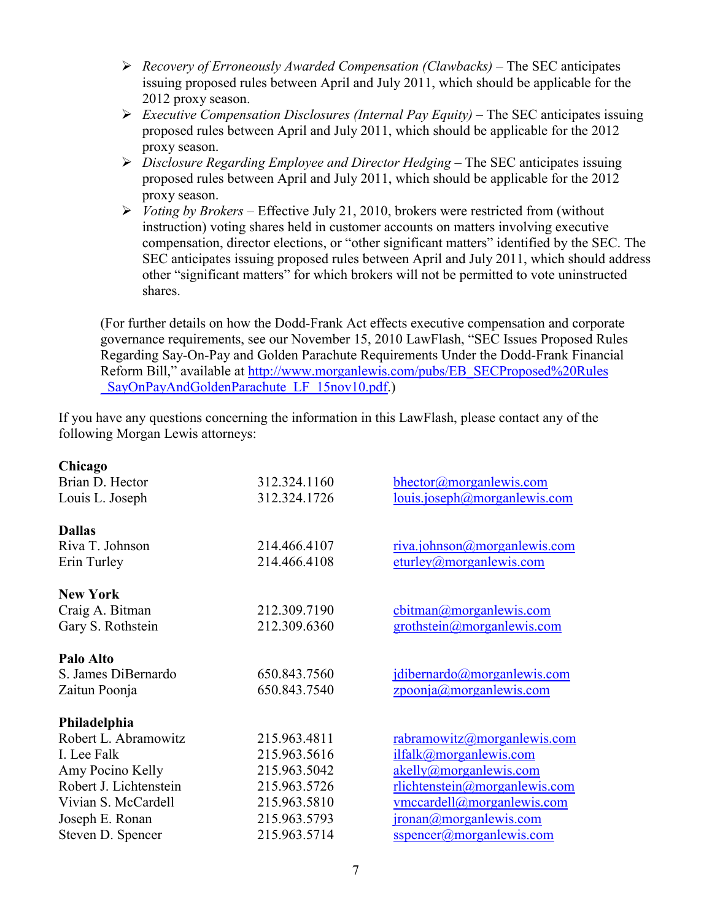- *Recovery of Erroneously Awarded Compensation (Clawbacks)* – The SEC anticipates issuing proposed rules between April and July 2011, which should be applicable for the 2012 proxy season.
- *Executive Compensation Disclosures (Internal Pay Equity)* – The SEC anticipates issuing proposed rules between April and July 2011, which should be applicable for the 2012 proxy season.
- *Disclosure Regarding Employee and Director Hedging* – The SEC anticipates issuing proposed rules between April and July 2011, which should be applicable for the 2012 proxy season.
- *Voting by Brokers* – Effective July 21, 2010, brokers were restricted from (without instruction) voting shares held in customer accounts on matters involving executive compensation, director elections, or "other significant matters" identified by the SEC. The SEC anticipates issuing proposed rules between April and July 2011, which should address other "significant matters" for which brokers will not be permitted to vote uninstructed shares.

(For further details on how the Dodd-Frank Act effects executive compensation and corporate governance requirements, see our November 15, 2010 LawFlash, "SEC Issues Proposed Rules Regarding Say-On-Pay and Golden Parachute Requirements Under the Dodd-Frank Financial Reform Bill," available at [http://www.morganlewis.com/pubs/EB_SECProposed%20Rules_SayOnPayAndGoldenParachute_LF_15nov10.pdf](http://www.morganlewis.com/pubs/EB_SECProposed%20Rules_SayOnPayAndGoldenParachute_LF_15nov10.pdf).)

If you have any questions concerning the information in this LawFlash, please contact any of the following Morgan Lewis attorneys:

**Chicago**

| | | |
|---|---|---|
| Brian D. Hector | 312.324.1160 | bhector@morganlewis.com |
| Louis L. Joseph | 312.324.1726 | louis.joseph@morganlewis.com |

**Dallas**

| | | |
|---|---|---|
| Riva T. Johnson | 214.466.4107 | riva.johnson@morganlewis.com |
| Erin Turley | 214.466.4108 | eturley@morganlewis.com |

**New York**

| | | |
|---|---|---|
| Craig A. Bitman | 212.309.7190 | cbitman@morganlewis.com |
| Gary S. Rothstein | 212.309.6360 | grothstein@morganlewis.com |

**Palo Alto**

| | | |
|---|---|---|
| S. James DiBernardo | 650.843.7560 | jdibernardo@morganlewis.com |
| Zaitun Poonja | 650.843.7540 | zpoonja@morganlewis.com |

**Philadelphia**

| | | |
|---|---|---|
| Robert L. Abramowitz | 215.963.4811 | rabramowitz@morganlewis.com |
| I. Lee Falk | 215.963.5616 | ilfalk@morganlewis.com |
| Amy Pocino Kelly | 215.963.5042 | akelly@morganlewis.com |
| Robert J. Lichtenstein | 215.963.5726 | rlichtenstein@morganlewis.com |
| Vivian S. McCardell | 215.963.5810 | vmccardell@morganlewis.com |
| Joseph E. Ronan | 215.963.5793 | jronan@morganlewis.com |
| Steven D. Spencer | 215.963.5714 | sspencer@morganlewis.com |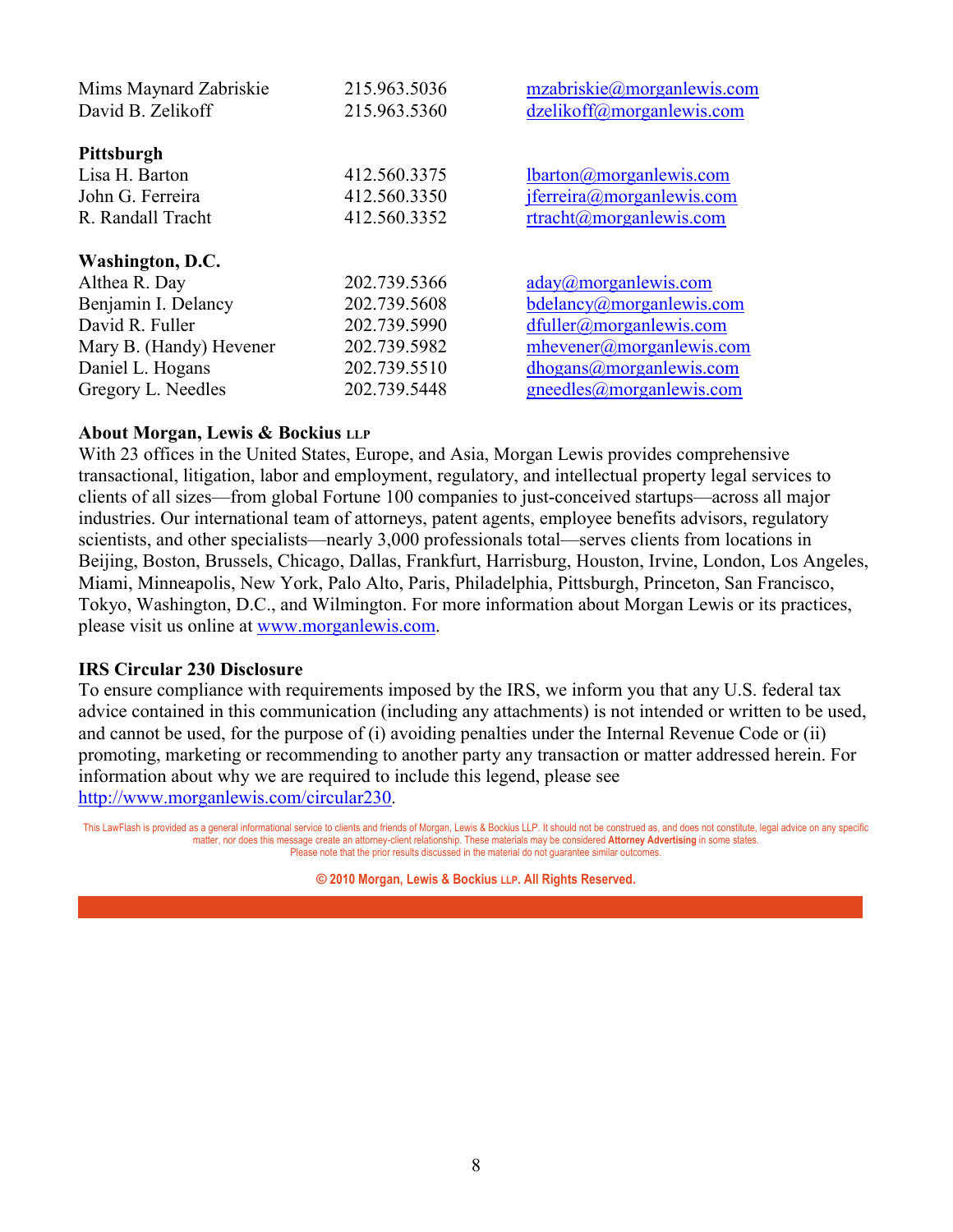| | | |
|---|---|---|
| Mims Maynard Zabriskie | 215.963.5036 | mzabriskie@morganlewis.com |
| David B. Zelikoff | 215.963.5360 | dzelikoff@morganlewis.com |
| **Pittsburgh** | | |
| Lisa H. Barton | 412.560.3375 | lbarton@morganlewis.com |
| John G. Ferreira | 412.560.3350 | jferreira@morganlewis.com |
| R. Randall Tracht | 412.560.3352 | rtracht@morganlewis.com |
| **Washington, D.C.** | | |
| Althea R. Day | 202.739.5366 | aday@morganlewis.com |
| Benjamin I. Delancy | 202.739.5608 | bdelancy@morganlewis.com |
| David R. Fuller | 202.739.5990 | dfuller@morganlewis.com |
| Mary B. (Handy) Hevener | 202.739.5982 | mhevener@morganlewis.com |
| Daniel L. Hogans | 202.739.5510 | dhogans@morganlewis.com |
| Gregory L. Needles | 202.739.5448 | gneedles@morganlewis.com |

**About Morgan, Lewis & Bockius LLP**

With 23 offices in the United States, Europe, and Asia, Morgan Lewis provides comprehensive transactional, litigation, labor and employment, regulatory, and intellectual property legal services to clients of all sizes—from global Fortune 100 companies to just-conceived startups—across all major industries. Our international team of attorneys, patent agents, employee benefits advisors, regulatory scientists, and other specialists—nearly 3,000 professionals total—serves clients from locations in Beijing, Boston, Brussels, Chicago, Dallas, Frankfurt, Harrisburg, Houston, Irvine, London, Los Angeles, Miami, Minneapolis, New York, Palo Alto, Paris, Philadelphia, Pittsburgh, Princeton, San Francisco, Tokyo, Washington, D.C., and Wilmington. For more information about Morgan Lewis or its practices, please visit us online at www.morganlewis.com.

**IRS Circular 230 Disclosure**

To ensure compliance with requirements imposed by the IRS, we inform you that any U.S. federal tax advice contained in this communication (including any attachments) is not intended or written to be used, and cannot be used, for the purpose of (i) avoiding penalties under the Internal Revenue Code or (ii) promoting, marketing or recommending to another party any transaction or matter addressed herein. For information about why we are required to include this legend, please see http://www.morganlewis.com/circular230.

This LawFlash is provided as a general informational service to clients and friends of Morgan, Lewis & Bockius LLP. It should not be construed as, and does not constitute, legal advice on any specific matter, nor does this message create an attorney-client relationship. These materials may be considered **Attorney Advertising** in some states. Please note that the prior results discussed in the material do not guarantee similar outcomes.

**© 2010 Morgan, Lewis & Bockius LLP. All Rights Reserved.**